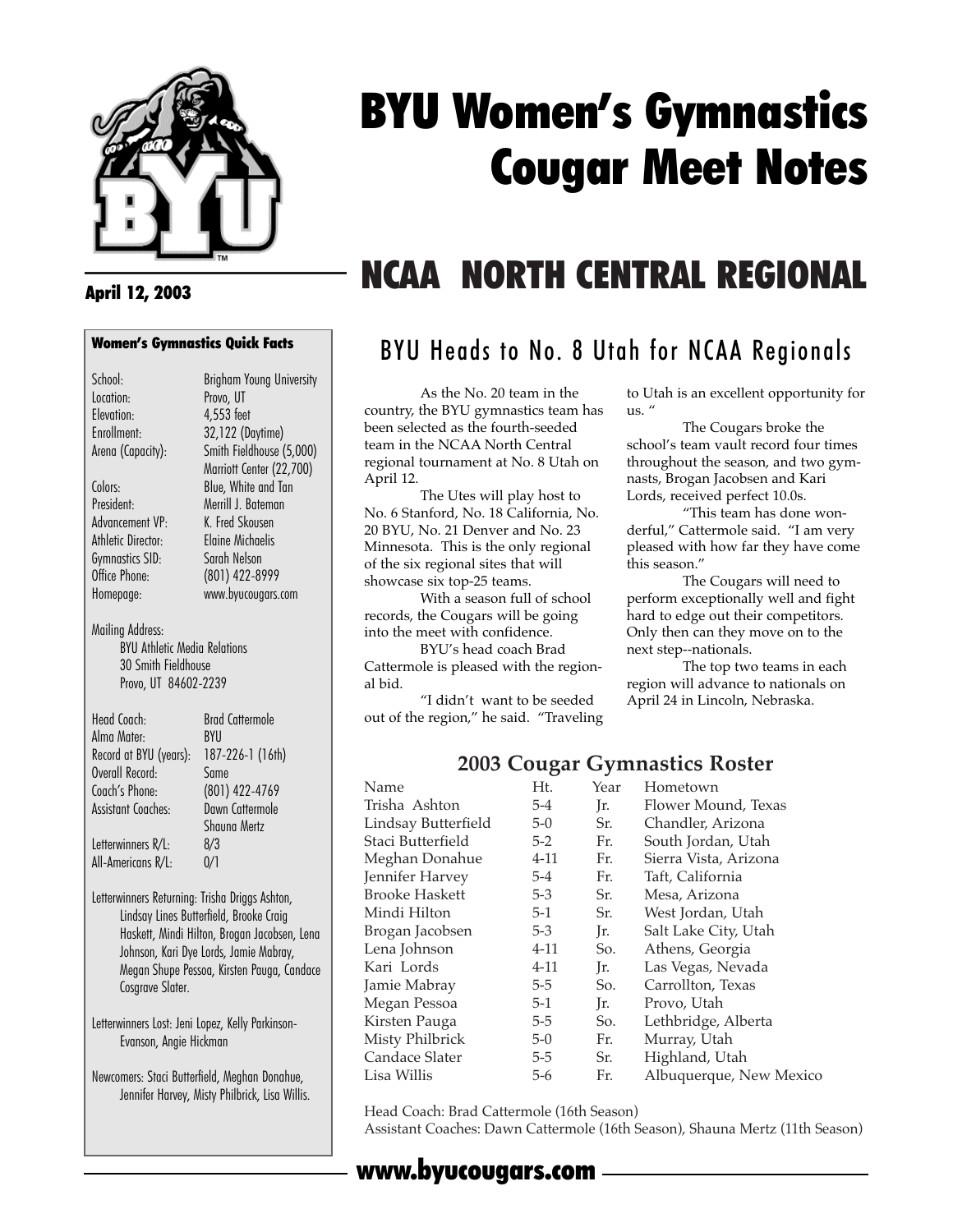# BYU Women's Gymnastics Cougar Meet Notes

**April 12, 2003**

# NCAA NORTH CENTRAL REGIONAL

## Women's Gymnastics Quick Facts

| | |
|---|---|
| School: | Brigham Young University |
| Location: | Provo, UT |
| Elevation: | 4,553 feet |
| Enrollment: | 32,122 (Daytime) |
| Arena (Capacity): | Smith Fieldhouse (5,000) Marriott Center (22,700) |
| Colors: | Blue, White and Tan |
| President: | Merrill J. Bateman |
| Advancement VP: | K. Fred Skousen |
| Athletic Director: | Elaine Michaelis |
| Gymnastics SID: | Sarah Nelson |
| Office Phone: | (801) 422-8999 |
| Homepage: | www.byucougars.com |

Mailing Address:
BYU Athletic Media Relations
30 Smith Fieldhouse
Provo, UT 84602-2239

| | |
|---|---|
| Head Coach: | Brad Cattermole |
| Alma Mater: | BYU |
| Record at BYU (years): | 187-226-1 (16th) |
| Overall Record: | Same |
| Coach's Phone: | (801) 422-4769 |
| Assistant Coaches: | Dawn Cattermole Shauna Mertz |
| Letterwinners R/L: | 8/3 |
| All-Americans R/L: | 0/1 |

Letterwinners Returning: Trisha Driggs Ashton, Lindsay Lines Butterfield, Brooke Craig Haskett, Mindi Hilton, Brogan Jacobsen, Lena Johnson, Kari Dye Lords, Jamie Mabray, Megan Shupe Pessoa, Kirsten Pauga, Candace Cosgrave Slater.

Letterwinners Lost: Jeni Lopez, Kelly Parkinson-Evanson, Angie Hickman

Newcomers: Staci Butterfield, Meghan Donahue, Jennifer Harvey, Misty Philbrick, Lisa Willis.

## BYU Heads to No. 8 Utah for NCAA Regionals

As the No. 20 team in the country, the BYU gymnastics team has been selected as the fourth-seeded team in the NCAA North Central regional tournament at No. 8 Utah on April 12.

The Utes will play host to No. 6 Stanford, No. 18 California, No. 20 BYU, No. 21 Denver and No. 23 Minnesota. This is the only regional of the six regional sites that will showcase six top-25 teams.

With a season full of school records, the Cougars will be going into the meet with confidence.

BYU's head coach Brad Cattermole is pleased with the regional bid.

"I didn't want to be seeded out of the region," he said. "Traveling to Utah is an excellent opportunity for us. "

The Cougars broke the school's team vault record four times throughout the season, and two gymnasts, Brogan Jacobsen and Kari Lords, received perfect 10.0s.

"This team has done wonderful," Cattermole said. "I am very pleased with how far they have come this season."

The Cougars will need to perform exceptionally well and fight hard to edge out their competitors. Only then can they move on to the next step--nationals.

The top two teams in each region will advance to nationals on April 24 in Lincoln, Nebraska.

## 2003 Cougar Gymnastics Roster

| Name | Ht. | Year | Hometown |
|---|---|---|---|
| Trisha Ashton | 5-4 | Jr. | Flower Mound, Texas |
| Lindsay Butterfield | 5-0 | Sr. | Chandler, Arizona |
| Staci Butterfield | 5-2 | Fr. | South Jordan, Utah |
| Meghan Donahue | 4-11 | Fr. | Sierra Vista, Arizona |
| Jennifer Harvey | 5-4 | Fr. | Taft, California |
| Brooke Haskett | 5-3 | Sr. | Mesa, Arizona |
| Mindi Hilton | 5-1 | Sr. | West Jordan, Utah |
| Brogan Jacobsen | 5-3 | Jr. | Salt Lake City, Utah |
| Lena Johnson | 4-11 | So. | Athens, Georgia |
| Kari Lords | 4-11 | Jr. | Las Vegas, Nevada |
| Jamie Mabray | 5-5 | So. | Carrollton, Texas |
| Megan Pessoa | 5-1 | Jr. | Provo, Utah |
| Kirsten Pauga | 5-5 | So. | Lethbridge, Alberta |
| Misty Philbrick | 5-0 | Fr. | Murray, Utah |
| Candace Slater | 5-5 | Sr. | Highland, Utah |
| Lisa Willis | 5-6 | Fr. | Albuquerque, New Mexico |

Head Coach: Brad Cattermole (16th Season)
Assistant Coaches: Dawn Cattermole (16th Season), Shauna Mertz (11th Season)

**www.byucougars.com**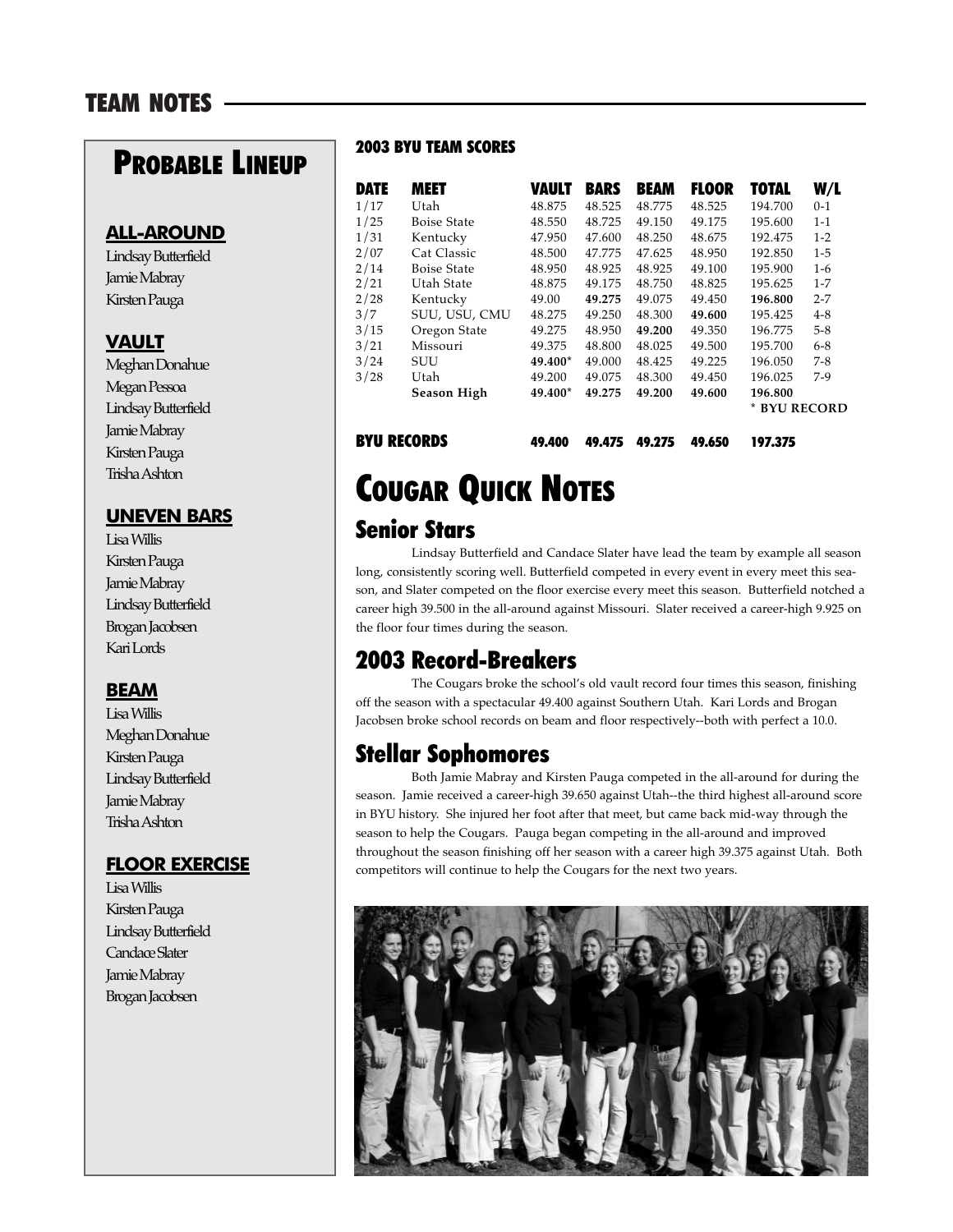# TEAM NOTES

## Probable Lineup

### ALL-AROUND
Lindsay Butterfield
Jamie Mabray
Kirsten Pauga

### VAULT
Meghan Donahue
Megan Pessoa
Lindsay Butterfield
Jamie Mabray
Kirsten Pauga
Trisha Ashton

### UNEVEN BARS
Lisa Willis
Kirsten Pauga
Jamie Mabray
Lindsay Butterfield
Brogan Jacobsen
Kari Lords

### BEAM
Lisa Willis
Meghan Donahue
Kirsten Pauga
Lindsay Butterfield
Jamie Mabray
Trisha Ashton

### FLOOR EXERCISE
Lisa Willis
Kirsten Pauga
Lindsay Butterfield
Candace Slater
Jamie Mabray
Brogan Jacobsen

**2003 BYU TEAM SCORES**

| DATE | MEET | VAULT | BARS | BEAM | FLOOR | TOTAL | W/L |
|---|---|---|---|---|---|---|---|
| 1/17 | Utah | 48.875 | 48.525 | 48.775 | 48.525 | 194.700 | 0-1 |
| 1/25 | Boise State | 48.550 | 48.725 | 49.150 | 49.175 | 195.600 | 1-1 |
| 1/31 | Kentucky | 47.950 | 47.600 | 48.250 | 48.675 | 192.475 | 1-2 |
| 2/07 | Cat Classic | 48.500 | 47.775 | 47.625 | 48.950 | 192.850 | 1-5 |
| 2/14 | Boise State | 48.950 | 48.925 | 48.925 | 49.100 | 195.900 | 1-6 |
| 2/21 | Utah State | 48.875 | 49.175 | 48.750 | 48.825 | 195.625 | 1-7 |
| 2/28 | Kentucky | 49.00 | **49.275** | 49.075 | 49.450 | **196.800** | 2-7 |
| 3/7 | SUU, USU, CMU | 48.275 | 49.250 | 48.300 | **49.600** | 195.425 | 4-8 |
| 3/15 | Oregon State | 49.275 | 48.950 | **49.200** | 49.350 | 196.775 | 5-8 |
| 3/21 | Missouri | 49.375 | 48.800 | 48.025 | 49.500 | 195.700 | 6-8 |
| 3/24 | SUU | **49.400*** | 49.000 | 48.425 | 49.225 | 196.050 | 7-8 |
| 3/28 | Utah | 49.200 | 49.075 | 48.300 | 49.450 | 196.025 | 7-9 |
| | **Season High** | **49.400*** | **49.275** | **49.200** | **49.600** | **196.800** | |
| **BYU RECORDS** | | **49.400** | **49.475** | **49.275** | **49.650** | **197.375** | |

\* BYU RECORD

## Cougar Quick Notes

### Senior Stars

Lindsay Butterfield and Candace Slater have lead the team by example all season long, consistently scoring well. Butterfield competed in every event in every meet this season, and Slater competed on the floor exercise every meet this season. Butterfield notched a career high 39.500 in the all-around against Missouri. Slater received a career-high 9.925 on the floor four times during the season.

### 2003 Record-Breakers

The Cougars broke the school's old vault record four times this season, finishing off the season with a spectacular 49.400 against Southern Utah. Kari Lords and Brogan Jacobsen broke school records on beam and floor respectively--both with perfect a 10.0.

### Stellar Sophomores

Both Jamie Mabray and Kirsten Pauga competed in the all-around for during the season. Jamie received a career-high 39.650 against Utah--the third highest all-around score in BYU history. She injured her foot after that meet, but came back mid-way through the season to help the Cougars. Pauga began competing in the all-around and improved throughout the season finishing off her season with a career high 39.375 against Utah. Both competitors will continue to help the Cougars for the next two years.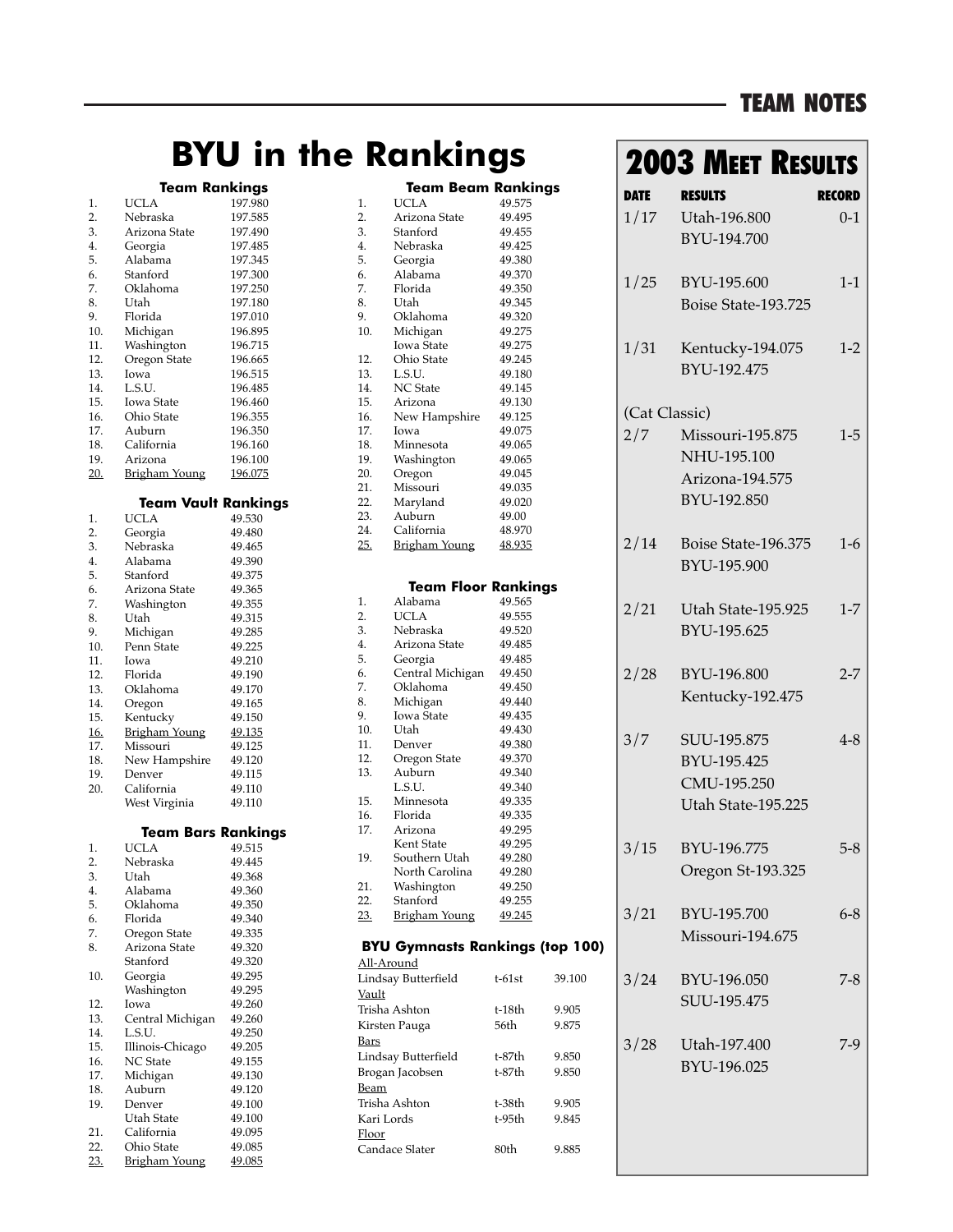# BYU in the Rankings

### Team Rankings

| Rank | Team | Score |
|---|---|---|
| 1. | UCLA | 197.980 |
| 2. | Nebraska | 197.585 |
| 3. | Arizona State | 197.490 |
| 4. | Georgia | 197.485 |
| 5. | Alabama | 197.345 |
| 6. | Stanford | 197.300 |
| 7. | Oklahoma | 197.250 |
| 8. | Utah | 197.180 |
| 9. | Florida | 197.010 |
| 10. | Michigan | 196.895 |
| 11. | Washington | 196.715 |
| 12. | Oregon State | 196.665 |
| 13. | Iowa | 196.515 |
| 14. | L.S.U. | 196.485 |
| 15. | Iowa State | 196.460 |
| 16. | Ohio State | 196.355 |
| 17. | Auburn | 196.350 |
| 18. | California | 196.160 |
| 19. | Arizona | 196.100 |
| 20. | Brigham Young | 196.075 |

### Team Vault Rankings

| Rank | Team | Score |
|---|---|---|
| 1. | UCLA | 49.530 |
| 2. | Georgia | 49.480 |
| 3. | Nebraska | 49.465 |
| 4. | Alabama | 49.390 |
| 5. | Stanford | 49.375 |
| 6. | Arizona State | 49.365 |
| 7. | Washington | 49.355 |
| 8. | Utah | 49.315 |
| 9. | Michigan | 49.285 |
| 10. | Penn State | 49.225 |
| 11. | Iowa | 49.210 |
| 12. | Florida | 49.190 |
| 13. | Oklahoma | 49.170 |
| 14. | Oregon | 49.165 |
| 15. | Kentucky | 49.150 |
| 16. | Brigham Young | 49.135 |
| 17. | Missouri | 49.125 |
| 18. | New Hampshire | 49.120 |
| 19. | Denver | 49.115 |
| 20. | California | 49.110 |
| | West Virginia | 49.110 |

### Team Bars Rankings

| Rank | Team | Score |
|---|---|---|
| 1. | UCLA | 49.515 |
| 2. | Nebraska | 49.445 |
| 3. | Utah | 49.368 |
| 4. | Alabama | 49.360 |
| 5. | Oklahoma | 49.350 |
| 6. | Florida | 49.340 |
| 7. | Oregon State | 49.335 |
| 8. | Arizona State | 49.320 |
| | Stanford | 49.320 |
| 10. | Georgia | 49.295 |
| | Washington | 49.295 |
| 12. | Iowa | 49.260 |
| 13. | Central Michigan | 49.260 |
| 14. | L.S.U. | 49.250 |
| 15. | Illinois-Chicago | 49.205 |
| 16. | NC State | 49.155 |
| 17. | Michigan | 49.130 |
| 18. | Auburn | 49.120 |
| 19. | Denver | 49.100 |
| | Utah State | 49.100 |
| 21. | California | 49.095 |
| 22. | Ohio State | 49.085 |
| 23. | Brigham Young | 49.085 |

### Team Beam Rankings

| Rank | Team | Score |
|---|---|---|
| 1. | UCLA | 49.575 |
| 2. | Arizona State | 49.495 |
| 3. | Stanford | 49.455 |
| 4. | Nebraska | 49.425 |
| 5. | Georgia | 49.380 |
| 6. | Alabama | 49.370 |
| 7. | Florida | 49.350 |
| 8. | Utah | 49.345 |
| 9. | Oklahoma | 49.320 |
| 10. | Michigan | 49.275 |
| | Iowa State | 49.275 |
| 12. | Ohio State | 49.245 |
| 13. | L.S.U. | 49.180 |
| 14. | NC State | 49.145 |
| 15. | Arizona | 49.130 |
| 16. | New Hampshire | 49.125 |
| 17. | Iowa | 49.075 |
| 18. | Minnesota | 49.065 |
| 19. | Washington | 49.065 |
| 20. | Oregon | 49.045 |
| 21. | Missouri | 49.035 |
| 22. | Maryland | 49.020 |
| 23. | Auburn | 49.00 |
| 24. | California | 48.970 |
| 25. | Brigham Young | 48.935 |

### Team Floor Rankings

| Rank | Team | Score |
|---|---|---|
| 1. | Alabama | 49.565 |
| 2. | UCLA | 49.555 |
| 3. | Nebraska | 49.520 |
| 4. | Arizona State | 49.485 |
| 5. | Georgia | 49.485 |
| 6. | Central Michigan | 49.450 |
| 7. | Oklahoma | 49.450 |
| 8. | Michigan | 49.440 |
| 9. | Iowa State | 49.435 |
| 10. | Utah | 49.430 |
| 11. | Denver | 49.380 |
| 12. | Oregon State | 49.370 |
| 13. | Auburn | 49.340 |
| | L.S.U. | 49.340 |
| 15. | Minnesota | 49.335 |
| 16. | Florida | 49.335 |
| 17. | Arizona | 49.295 |
| | Kent State | 49.295 |
| 19. | Southern Utah | 49.280 |
| | North Carolina | 49.280 |
| 21. | Washington | 49.250 |
| 22. | Stanford | 49.255 |
| 23. | Brigham Young | 49.245 |

### BYU Gymnasts Rankings (top 100)

| Gymnast | Rank | Score |
|---|---|---|
| **All-Around** | | |
| Lindsay Butterfield | t-61st | 39.100 |
| **Vault** | | |
| Trisha Ashton | t-18th | 9.905 |
| Kirsten Pauga | 56th | 9.875 |
| **Bars** | | |
| Lindsay Butterfield | t-87th | 9.850 |
| Brogan Jacobsen | t-87th | 9.850 |
| **Beam** | | |
| Trisha Ashton | t-38th | 9.905 |
| Kari Lords | t-95th | 9.845 |
| **Floor** | | |
| Candace Slater | 80th | 9.885 |

## 2003 Meet Results

| DATE | RESULTS | RECORD |
|---|---|---|
| 1/17 | Utah-196.800<br>BYU-194.700 | 0-1 |
| 1/25 | BYU-195.600<br>Boise State-193.725 | 1-1 |
| 1/31 | Kentucky-194.075<br>BYU-192.475 | 1-2 |
| (Cat Classic) | | |
| 2/7 | Missouri-195.875<br>NHU-195.100<br>Arizona-194.575<br>BYU-192.850 | 1-5 |
| 2/14 | Boise State-196.375<br>BYU-195.900 | 1-6 |
| 2/21 | Utah State-195.925<br>BYU-195.625 | 1-7 |
| 2/28 | BYU-196.800<br>Kentucky-192.475 | 2-7 |
| 3/7 | SUU-195.875<br>BYU-195.425<br>CMU-195.250<br>Utah State-195.225 | 4-8 |
| 3/15 | BYU-196.775<br>Oregon St-193.325 | 5-8 |
| 3/21 | BYU-195.700<br>Missouri-194.675 | 6-8 |
| 3/24 | BYU-196.050<br>SUU-195.475 | 7-8 |
| 3/28 | Utah-197.400<br>BYU-196.025 | 7-9 |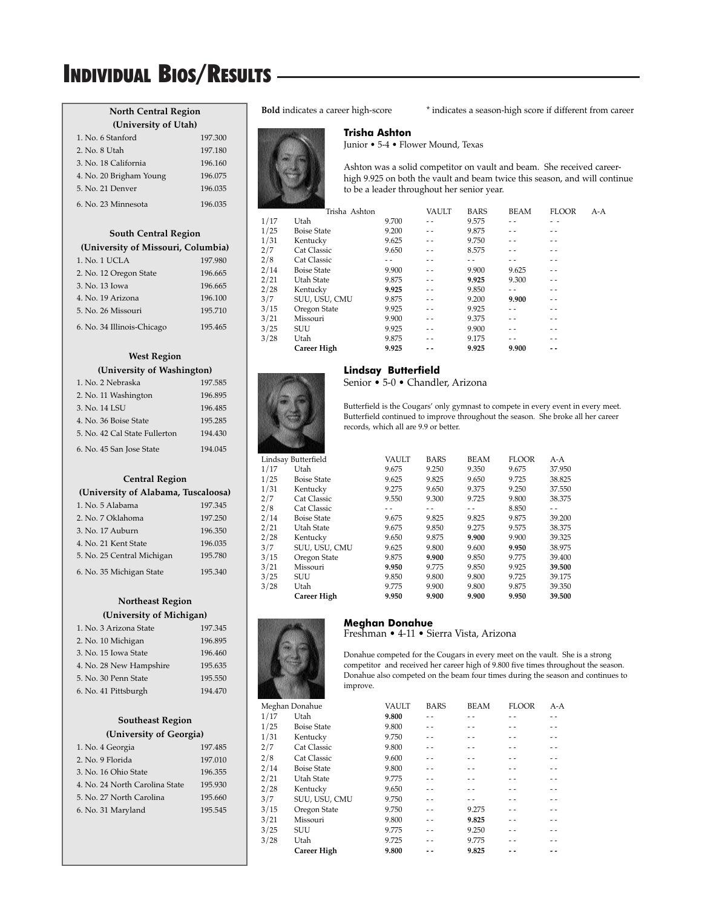# Individual Bios/Results

### North Central Region
**(University of Utah)**

| | |
|---|---|
| 1. No. 6 Stanford | 197.300 |
| 2. No. 8 Utah | 197.180 |
| 3. No. 18 California | 196.160 |
| 4. No. 20 Brigham Young | 196.075 |
| 5. No. 21 Denver | 196.035 |
| 6. No. 23 Minnesota | 196.035 |

### South Central Region
**(University of Missouri, Columbia)**

| | |
|---|---|
| 1. No. 1 UCLA | 197.980 |
| 2. No. 12 Oregon State | 196.665 |
| 3. No. 13 Iowa | 196.665 |
| 4. No. 19 Arizona | 196.100 |
| 5. No. 26 Missouri | 195.710 |
| 6. No. 34 Illinois-Chicago | 195.465 |

### West Region
**(University of Washington)**

| | |
|---|---|
| 1. No. 2 Nebraska | 197.585 |
| 2. No. 11 Washington | 196.895 |
| 3. No. 14 LSU | 196.485 |
| 4. No. 36 Boise State | 195.285 |
| 5. No. 42 Cal State Fullerton | 194.430 |
| 6. No. 45 San Jose State | 194.045 |

### Central Region
**(University of Alabama, Tuscaloosa)**

| | |
|---|---|
| 1. No. 5 Alabama | 197.345 |
| 2. No. 7 Oklahoma | 197.250 |
| 3. No. 17 Auburn | 196.350 |
| 4. No. 21 Kent State | 196.035 |
| 5. No. 25 Central Michigan | 195.780 |
| 6. No. 35 Michigan State | 195.340 |

### Northeast Region
**(University of Michigan)**

| | |
|---|---|
| 1. No. 3 Arizona State | 197.345 |
| 2. No. 10 Michigan | 196.895 |
| 3. No. 15 Iowa State | 196.460 |
| 4. No. 28 New Hampshire | 195.635 |
| 5. No. 30 Penn State | 195.550 |
| 6. No. 41 Pittsburgh | 194.470 |

### Southeast Region
**(University of Georgia)**

| | |
|---|---|
| 1. No. 4 Georgia | 197.485 |
| 2. No. 9 Florida | 197.010 |
| 3. No. 16 Ohio State | 196.355 |
| 4. No. 24 North Carolina State | 195.930 |
| 5. No. 27 North Carolina | 195.660 |
| 6. No. 31 Maryland | 195.545 |

**Bold** indicates a career high-score     * indicates a season-high score if different from career

## Trisha Ashton

Junior • 5-4 • Flower Mound, Texas

Ashton was a solid competitor on vault and beam. She received career-high 9.925 on both the vault and beam twice this season, and will continue to be a leader throughout her senior year.

| Trisha Ashton | | VAULT | BARS | BEAM | FLOOR | A-A |
|---|---|---|---|---|---|---|
| 1/17 | Utah | 9.700 | - - | 9.575 | - - | - - |
| 1/25 | Boise State | 9.200 | - - | 9.875 | - - | - - |
| 1/31 | Kentucky | 9.625 | - - | 9.750 | - - | - - |
| 2/7 | Cat Classic | 9.650 | - - | 8.575 | - - | - - |
| 2/8 | Cat Classic | - - | - - | - - | - - | - - |
| 2/14 | Boise State | 9.900 | - - | 9.900 | 9.625 | - - |
| 2/21 | Utah State | 9.875 | - - | **9.925** | 9.300 | - - |
| 2/28 | Kentucky | **9.925** | - - | 9.850 | - - | - - |
| 3/7 | SUU, USU, CMU | 9.875 | - - | 9.200 | **9.900** | - - |
| 3/15 | Oregon State | 9.925 | - - | 9.925 | - - | - - |
| 3/21 | Missouri | 9.900 | - - | 9.375 | - - | - - |
| 3/25 | SUU | 9.925 | - - | 9.900 | - - | - - |
| 3/28 | Utah | 9.875 | - - | 9.175 | - - | - - |
| | **Career High** | **9.925** | **- -** | **9.925** | **9.900** | **- -** |

## Lindsay Butterfield

Senior • 5-0 • Chandler, Arizona

Butterfield is the Cougars' only gymnast to compete in every event in every meet. Butterfield continued to improve throughout the season. She broke all her career records, which all are 9.9 or better.

| Lindsay Butterfield | | VAULT | BARS | BEAM | FLOOR | A-A |
|---|---|---|---|---|---|---|
| 1/17 | Utah | 9.675 | 9.250 | 9.350 | 9.675 | 37.950 |
| 1/25 | Boise State | 9.625 | 9.825 | 9.650 | 9.725 | 38.825 |
| 1/31 | Kentucky | 9.275 | 9.650 | 9.375 | 9.250 | 37.550 |
| 2/7 | Cat Classic | 9.550 | 9.300 | 9.725 | 9.800 | 38.375 |
| 2/8 | Cat Classic | - - | - - | - - | 8.850 | - - |
| 2/14 | Boise State | 9.675 | 9.825 | 9.825 | 9.875 | 39.200 |
| 2/21 | Utah State | 9.675 | 9.850 | 9.275 | 9.575 | 38.375 |
| 2/28 | Kentucky | 9.650 | 9.875 | **9.900** | 9.900 | 39.325 |
| 3/7 | SUU, USU, CMU | 9.625 | 9.800 | 9.600 | **9.950** | 38.975 |
| 3/15 | Oregon State | 9.875 | **9.900** | 9.850 | 9.775 | 39.400 |
| 3/21 | Missouri | **9.950** | 9.775 | 9.850 | 9.925 | **39.500** |
| 3/25 | SUU | 9.850 | 9.800 | 9.800 | 9.725 | 39.175 |
| 3/28 | Utah | 9.775 | 9.900 | 9.800 | 9.875 | 39.350 |
| | **Career High** | **9.950** | **9.900** | **9.900** | **9.950** | **39.500** |

## Meghan Donahue

Freshman • 4-11 • Sierra Vista, Arizona

Donahue competed for the Cougars in every meet on the vault. She is a strong competitor and received her career high of 9.800 five times throughout the season. Donahue also competed on the beam four times during the season and continues to improve.

| Meghan Donahue | | VAULT | BARS | BEAM | FLOOR | A-A |
|---|---|---|---|---|---|---|
| 1/17 | Utah | **9.800** | - - | - - | - - | - - |
| 1/25 | Boise State | 9.800 | - - | - - | - - | - - |
| 1/31 | Kentucky | 9.750 | - - | - - | - - | - - |
| 2/7 | Cat Classic | 9.800 | - - | - - | - - | - - |
| 2/8 | Cat Classic | 9.600 | - - | - - | - - | - - |
| 2/14 | Boise State | 9.800 | - - | - - | - - | - - |
| 2/21 | Utah State | 9.775 | - - | - - | - - | - - |
| 2/28 | Kentucky | 9.650 | - - | - - | - - | - - |
| 3/7 | SUU, USU, CMU | 9.750 | - - | - - | - - | - - |
| 3/15 | Oregon State | 9.750 | - - | 9.275 | - - | - - |
| 3/21 | Missouri | 9.800 | - - | **9.825** | - - | - - |
| 3/25 | SUU | 9.775 | - - | 9.250 | - - | - - |
| 3/28 | Utah | 9.725 | - - | 9.775 | - - | - - |
| | **Career High** | **9.800** | **- -** | **9.825** | **- -** | **- -** |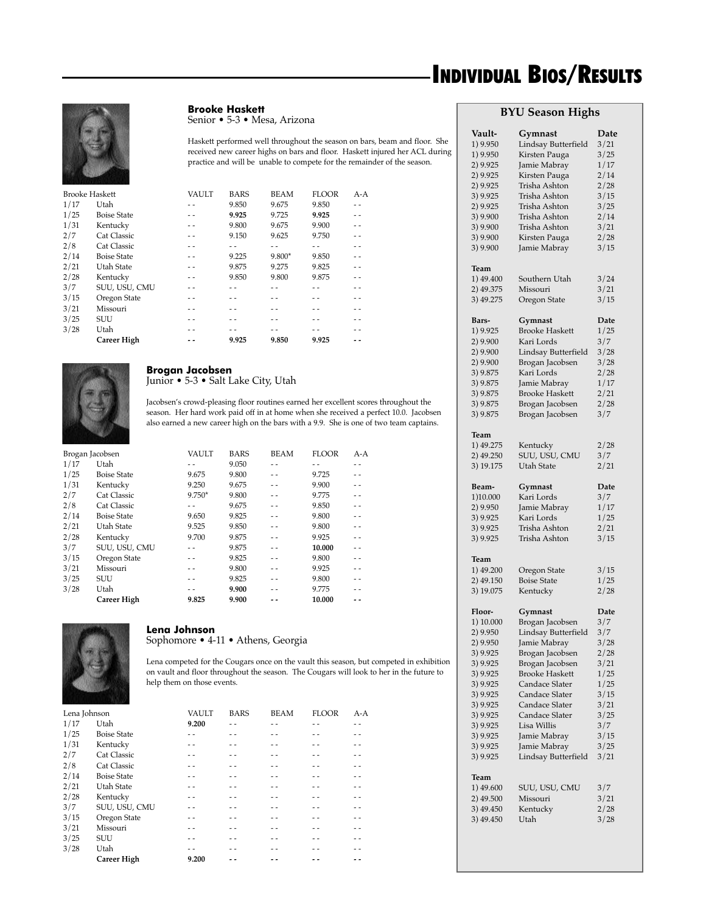# Individual Bios/Results

### Brooke Haskett

Senior • 5-3 • Mesa, Arizona

Haskett performed well throughout the season on bars, beam and floor. She received new career highs on bars and floor. Haskett injured her ACL during practice and will be unable to compete for the remainder of the season.

| Brooke Haskett | | VAULT | BARS | BEAM | FLOOR | A-A |
|---|---|---|---|---|---|---|
| 1/17 | Utah | - - | 9.850 | 9.675 | 9.850 | - - |
| 1/25 | Boise State | - - | **9.925** | 9.725 | **9.925** | - - |
| 1/31 | Kentucky | - - | 9.800 | 9.675 | 9.900 | - - |
| 2/7 | Cat Classic | - - | 9.150 | 9.625 | 9.750 | - - |
| 2/8 | Cat Classic | - - | - - | - - | - - | - - |
| 2/14 | Boise State | - - | 9.225 | 9.800* | 9.850 | - - |
| 2/21 | Utah State | - - | 9.875 | 9.275 | 9.825 | - - |
| 2/28 | Kentucky | - - | 9.850 | 9.800 | 9.875 | - - |
| 3/7 | SUU, USU, CMU | - - | - - | - - | - - | - - |
| 3/15 | Oregon State | - - | - - | - - | - - | - - |
| 3/21 | Missouri | - - | - - | - - | - - | - - |
| 3/25 | SUU | - - | - - | - - | - - | - - |
| 3/28 | Utah | - - | - - | - - | - - | - - |
| | **Career High** | **- -** | **9.925** | **9.850** | **9.925** | **- -** |

### Brogan Jacobsen

Junior • 5-3 • Salt Lake City, Utah

Jacobsen's crowd-pleasing floor routines earned her excellent scores throughout the season. Her hard work paid off in at home when she received a perfect 10.0. Jacobsen also earned a new career high on the bars with a 9.9. She is one of two team captains.

| Brogan Jacobsen | | VAULT | BARS | BEAM | FLOOR | A-A |
|---|---|---|---|---|---|---|
| 1/17 | Utah | - - | 9.050 | - - | - - | - - |
| 1/25 | Boise State | 9.675 | 9.800 | - - | 9.725 | - - |
| 1/31 | Kentucky | 9.250 | 9.675 | - - | 9.900 | - - |
| 2/7 | Cat Classic | 9.750* | 9.800 | - - | 9.775 | - - |
| 2/8 | Cat Classic | - - | 9.675 | - - | 9.850 | - - |
| 2/14 | Boise State | 9.650 | 9.825 | - - | 9.800 | - - |
| 2/21 | Utah State | 9.525 | 9.850 | - - | 9.800 | - - |
| 2/28 | Kentucky | 9.700 | 9.875 | - - | 9.925 | - - |
| 3/7 | SUU, USU, CMU | - - | 9.875 | - - | **10.000** | - - |
| 3/15 | Oregon State | - - | 9.825 | - - | 9.800 | - - |
| 3/21 | Missouri | - - | 9.800 | - - | 9.925 | - - |
| 3/25 | SUU | - - | 9.825 | - - | 9.800 | - - |
| 3/28 | Utah | - - | **9.900** | - - | 9.775 | - - |
| | **Career High** | **9.825** | **9.900** | **- -** | **10.000** | **- -** |

### Lena Johnson

Sophomore • 4-11 • Athens, Georgia

Lena competed for the Cougars once on the vault this season, but competed in exhibition on vault and floor throughout the season. The Cougars will look to her in the future to help them on those events.

| Lena Johnson | | VAULT | BARS | BEAM | FLOOR | A-A |
|---|---|---|---|---|---|---|
| 1/17 | Utah | **9.200** | - - | - - | - - | - - |
| 1/25 | Boise State | - - | - - | - - | - - | - - |
| 1/31 | Kentucky | - - | - - | - - | - - | - - |
| 2/7 | Cat Classic | - - | - - | - - | - - | - - |
| 2/8 | Cat Classic | - - | - - | - - | - - | - - |
| 2/14 | Boise State | - - | - - | - - | - - | - - |
| 2/21 | Utah State | - - | - - | - - | - - | - - |
| 2/28 | Kentucky | - - | - - | - - | - - | - - |
| 3/7 | SUU, USU, CMU | - - | - - | - - | - - | - - |
| 3/15 | Oregon State | - - | - - | - - | - - | - - |
| 3/21 | Missouri | - - | - - | - - | - - | - - |
| 3/25 | SUU | - - | - - | - - | - - | - - |
| 3/28 | Utah | - - | - - | - - | - - | - - |
| | **Career High** | **9.200** | **- -** | **- -** | **- -** | **- -** |

## BYU Season Highs

| **Vault-** | **Gymnast** | **Date** |
|---|---|---|
| 1) 9.950 | Lindsay Butterfield | 3/21 |
| 1) 9.950 | Kirsten Pauga | 3/25 |
| 2) 9.925 | Jamie Mabray | 1/17 |
| 2) 9.925 | Kirsten Pauga | 2/14 |
| 2) 9.925 | Trisha Ashton | 2/28 |
| 3) 9.925 | Trisha Ashton | 3/15 |
| 2) 9.925 | Trisha Ashton | 3/25 |
| 3) 9.900 | Trisha Ashton | 2/14 |
| 3) 9.900 | Trisha Ashton | 3/21 |
| 3) 9.900 | Kirsten Pauga | 2/28 |
| 3) 9.900 | Jamie Mabray | 3/15 |
| **Team** | | |
| 1) 49.400 | Southern Utah | 3/24 |
| 2) 49.375 | Missouri | 3/21 |
| 3) 49.275 | Oregon State | 3/15 |

| **Bars-** | **Gymnast** | **Date** |
|---|---|---|
| 1) 9.925 | Brooke Haskett | 1/25 |
| 2) 9.900 | Kari Lords | 3/7 |
| 2) 9.900 | Lindsay Butterfield | 3/28 |
| 2) 9.900 | Brogan Jacobsen | 3/28 |
| 3) 9.875 | Kari Lords | 2/28 |
| 3) 9.875 | Jamie Mabray | 1/17 |
| 3) 9.875 | Brooke Haskett | 2/21 |
| 3) 9.875 | Brogan Jacobsen | 2/28 |
| 3) 9.875 | Brogan Jacobsen | 3/7 |
| **Team** | | |
| 1) 49.275 | Kentucky | 2/28 |
| 2) 49.250 | SUU, USU, CMU | 3/7 |
| 3) 19.175 | Utah State | 2/21 |

| **Beam-** | **Gymnast** | **Date** |
|---|---|---|
| 1)10.000 | Kari Lords | 3/7 |
| 2) 9.950 | Jamie Mabray | 1/17 |
| 3) 9.925 | Kari Lords | 1/25 |
| 3) 9.925 | Trisha Ashton | 2/21 |
| 3) 9.925 | Trisha Ashton | 3/15 |
| **Team** | | |
| 1) 49.200 | Oregon State | 3/15 |
| 2) 49.150 | Boise State | 1/25 |
| 3) 19.075 | Kentucky | 2/28 |

| **Floor-** | **Gymnast** | **Date** |
|---|---|---|
| 1) 10.000 | Brogan Jacobsen | 3/7 |
| 2) 9.950 | Lindsay Butterfield | 3/7 |
| 2) 9.950 | Jamie Mabray | 3/28 |
| 3) 9.925 | Brogan Jacobsen | 2/28 |
| 3) 9.925 | Brogan Jacobsen | 3/21 |
| 3) 9.925 | Brooke Haskett | 1/25 |
| 3) 9.925 | Candace Slater | 1/25 |
| 3) 9.925 | Candace Slater | 3/15 |
| 3) 9.925 | Candace Slater | 3/21 |
| 3) 9.925 | Candace Slater | 3/25 |
| 3) 9.925 | Lisa Willis | 3/7 |
| 3) 9.925 | Jamie Mabray | 3/15 |
| 3) 9.925 | Jamie Mabray | 3/25 |
| 3) 9.925 | Lindsay Butterfield | 3/21 |
| **Team** | | |
| 1) 49.600 | SUU, USU, CMU | 3/7 |
| 2) 49.500 | Missouri | 3/21 |
| 3) 49.450 | Kentucky | 2/28 |
| 3) 49.450 | Utah | 3/28 |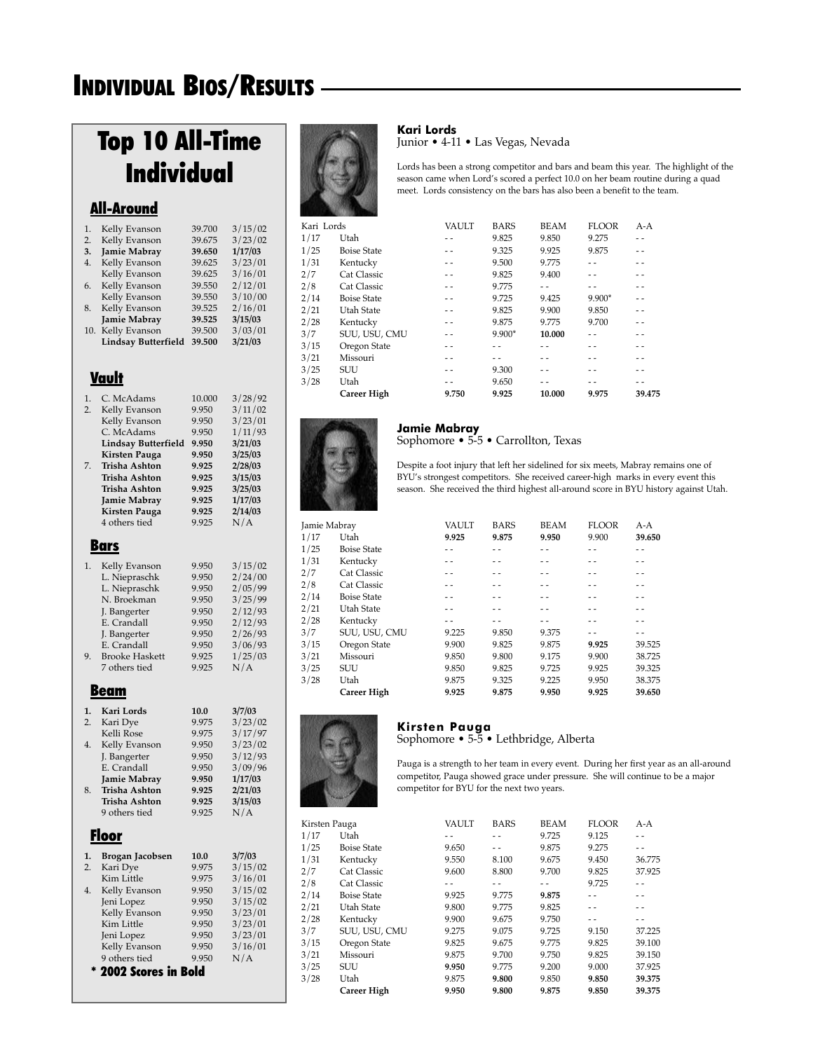# Individual Bios/Results

## Top 10 All-Time Individual

### All-Around

| | Name | Score | Date |
|---|---|---|---|
| 1. | Kelly Evanson | 39.700 | 3/15/02 |
| 2. | Kelly Evanson | 39.675 | 3/23/02 |
| **3.** | **Jamie Mabray** | **39.650** | **1/17/03** |
| 4. | Kelly Evanson | 39.625 | 3/23/01 |
| | Kelly Evanson | 39.625 | 3/16/01 |
| 6. | Kelly Evanson | 39.550 | 2/12/01 |
| | Kelly Evanson | 39.550 | 3/10/00 |
| 8. | Kelly Evanson | 39.525 | 2/16/01 |
| | **Jamie Mabray** | **39.525** | **3/15/03** |
| 10. | Kelly Evanson | 39.500 | 3/03/01 |
| | **Lindsay Butterfield** | **39.500** | **3/21/03** |

### Vault

| | Name | Score | Date |
|---|---|---|---|
| 1. | C. McAdams | 10.000 | 3/28/92 |
| 2. | Kelly Evanson | 9.950 | 3/11/02 |
| | Kelly Evanson | 9.950 | 3/23/01 |
| | C. McAdams | 9.950 | 1/11/93 |
| | **Lindsay Butterfield** | **9.950** | **3/21/03** |
| | **Kirsten Pauga** | **9.950** | **3/25/03** |
| 7. | **Trisha Ashton** | **9.925** | **2/28/03** |
| | **Trisha Ashton** | **9.925** | **3/15/03** |
| | **Trisha Ashton** | **9.925** | **3/25/03** |
| | **Jamie Mabray** | **9.925** | **1/17/03** |
| | **Kirsten Pauga** | **9.925** | **2/14/03** |
| | 4 others tied | 9.925 | N/A |

### Bars

| | Name | Score | Date |
|---|---|---|---|
| 1. | Kelly Evanson | 9.950 | 3/15/02 |
| | L. Niepraschk | 9.950 | 2/24/00 |
| | L. Niepraschk | 9.950 | 2/05/99 |
| | N. Broekman | 9.950 | 3/25/99 |
| | J. Bangerter | 9.950 | 2/12/93 |
| | E. Crandall | 9.950 | 2/12/93 |
| | J. Bangerter | 9.950 | 2/26/93 |
| | E. Crandall | 9.950 | 3/06/93 |
| 9. | Brooke Haskett | 9.925 | 1/25/03 |
| | 7 others tied | 9.925 | N/A |

### Beam

| | Name | Score | Date |
|---|---|---|---|
| **1.** | **Kari Lords** | **10.0** | **3/7/03** |
| 2. | Kari Dye | 9.975 | 3/23/02 |
| | Kelli Rose | 9.975 | 3/17/97 |
| 4. | Kelly Evanson | 9.950 | 3/23/02 |
| | J. Bangerter | 9.950 | 3/12/93 |
| | E. Crandall | 9.950 | 3/09/96 |
| | **Jamie Mabray** | **9.950** | **1/17/03** |
| 8. | **Trisha Ashton** | **9.925** | **2/21/03** |
| | **Trisha Ashton** | **9.925** | **3/15/03** |
| | 9 others tied | 9.925 | N/A |

### Floor

| | Name | Score | Date |
|---|---|---|---|
| **1.** | **Brogan Jacobsen** | **10.0** | **3/7/03** |
| 2. | Kari Dye | 9.975 | 3/15/02 |
| | Kim Little | 9.975 | 3/16/01 |
| 4. | Kelly Evanson | 9.950 | 3/15/02 |
| | Jeni Lopez | 9.950 | 3/15/02 |
| | Kelly Evanson | 9.950 | 3/23/01 |
| | Kim Little | 9.950 | 3/23/01 |
| | Jeni Lopez | 9.950 | 3/23/01 |
| | Kelly Evanson | 9.950 | 3/16/01 |
| | 9 others tied | 9.950 | N/A |

**\* 2002 Scores in Bold**

### Kari Lords

Junior • 4-11 • Las Vegas, Nevada

Lords has been a strong competitor and bars and beam this year. The highlight of the season came when Lord's scored a perfect 10.0 on her beam routine during a quad meet. Lords consistency on the bars has also been a benefit to the team.

| Kari Lords | | VAULT | BARS | BEAM | FLOOR | A-A |
|---|---|---|---|---|---|---|
| 1/17 | Utah | - - | 9.825 | 9.850 | 9.275 | - - |
| 1/25 | Boise State | - - | 9.325 | 9.925 | 9.875 | - - |
| 1/31 | Kentucky | - - | 9.500 | 9.775 | - - | - - |
| 2/7 | Cat Classic | - - | 9.825 | 9.400 | - - | - - |
| 2/8 | Cat Classic | - - | 9.775 | - - | - - | - - |
| 2/14 | Boise State | - - | 9.725 | 9.425 | 9.900* | - - |
| 2/21 | Utah State | - - | 9.825 | 9.900 | 9.850 | - - |
| 2/28 | Kentucky | - - | 9.875 | 9.775 | 9.700 | - - |
| 3/7 | SUU, USU, CMU | - - | 9.900* | **10.000** | - - | - - |
| 3/15 | Oregon State | - - | - - | - - | - - | - - |
| 3/21 | Missouri | - - | - - | - - | - - | - - |
| 3/25 | SUU | - - | 9.300 | - - | - - | - - |
| 3/28 | Utah | - - | 9.650 | - - | - - | - - |
| | **Career High** | **9.750** | **9.925** | **10.000** | **9.975** | **39.475** |

### Jamie Mabray

Sophomore • 5-5 • Carrollton, Texas

Despite a foot injury that left her sidelined for six meets, Mabray remains one of BYU's strongest competitors. She received career-high marks in every event this season. She received the third highest all-around score in BYU history against Utah.

| Jamie Mabray | | VAULT | BARS | BEAM | FLOOR | A-A |
|---|---|---|---|---|---|---|
| 1/17 | Utah | **9.925** | **9.875** | **9.950** | 9.900 | **39.650** |
| 1/25 | Boise State | - - | - - | - - | - - | - - |
| 1/31 | Kentucky | - - | - - | - - | - - | - - |
| 2/7 | Cat Classic | - - | - - | - - | - - | - - |
| 2/8 | Cat Classic | - - | - - | - - | - - | - - |
| 2/14 | Boise State | - - | - - | - - | - - | - - |
| 2/21 | Utah State | - - | - - | - - | - - | - - |
| 2/28 | Kentucky | - - | - - | - - | - - | - - |
| 3/7 | SUU, USU, CMU | 9.225 | 9.850 | 9.375 | - - | - - |
| 3/15 | Oregon State | 9.900 | 9.825 | 9.875 | **9.925** | 39.525 |
| 3/21 | Missouri | 9.850 | 9.800 | 9.175 | 9.900 | 38.725 |
| 3/25 | SUU | 9.850 | 9.825 | 9.725 | 9.925 | 39.325 |
| 3/28 | Utah | 9.875 | 9.325 | 9.225 | 9.950 | 38.375 |
| | **Career High** | **9.925** | **9.875** | **9.950** | **9.925** | **39.650** |

### Kirsten Pauga

Sophomore • 5-5 • Lethbridge, Alberta

Pauga is a strength to her team in every event. During her first year as an all-around competitor, Pauga showed grace under pressure. She will continue to be a major competitor for BYU for the next two years.

| Kirsten Pauga | | VAULT | BARS | BEAM | FLOOR | A-A |
|---|---|---|---|---|---|---|
| 1/17 | Utah | - - | - - | 9.725 | 9.125 | - - |
| 1/25 | Boise State | 9.650 | - - | 9.875 | 9.275 | - - |
| 1/31 | Kentucky | 9.550 | 8.100 | 9.675 | 9.450 | 36.775 |
| 2/7 | Cat Classic | 9.600 | 8.800 | 9.700 | 9.825 | 37.925 |
| 2/8 | Cat Classic | - - | - - | - - | 9.725 | - - |
| 2/14 | Boise State | 9.925 | 9.775 | **9.875** | - - | - - |
| 2/21 | Utah State | 9.800 | 9.775 | 9.825 | - - | - - |
| 2/28 | Kentucky | 9.900 | 9.675 | 9.750 | - - | - - |
| 3/7 | SUU, USU, CMU | 9.275 | 9.075 | 9.725 | 9.150 | 37.225 |
| 3/15 | Oregon State | 9.825 | 9.675 | 9.775 | 9.825 | 39.100 |
| 3/21 | Missouri | 9.875 | 9.700 | 9.750 | 9.825 | 39.150 |
| 3/25 | SUU | **9.950** | 9.775 | 9.200 | 9.000 | 37.925 |
| 3/28 | Utah | 9.875 | **9.800** | 9.850 | **9.850** | **39.375** |
| | **Career High** | **9.950** | **9.800** | **9.875** | **9.850** | **39.375** |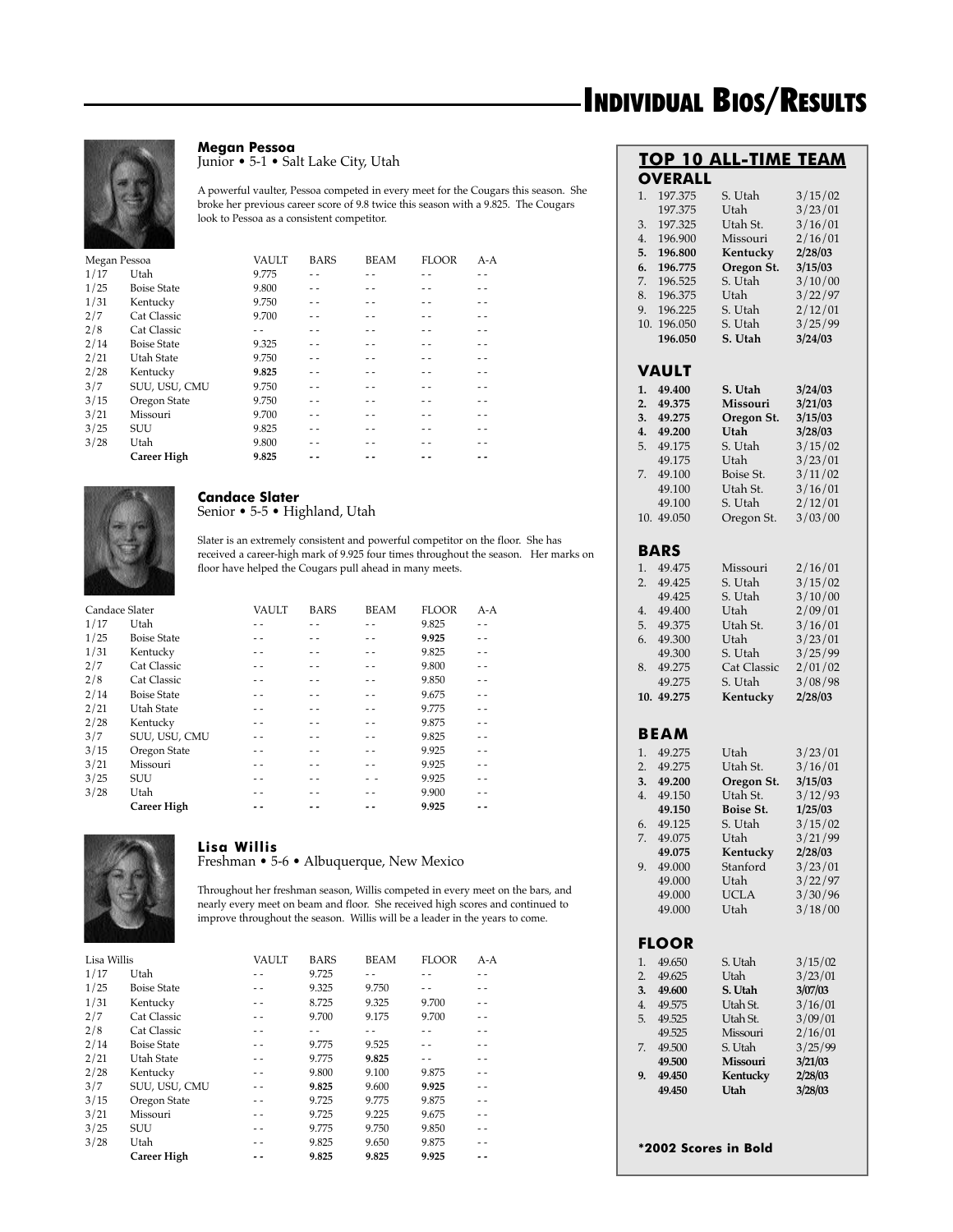# Individual Bios/Results

**Megan Pessoa**
Junior • 5-1 • Salt Lake City, Utah

A powerful vaulter, Pessoa competed in every meet for the Cougars this season. She broke her previous career score of 9.8 twice this season with a 9.825. The Cougars look to Pessoa as a consistent competitor.

| Megan Pessoa | | VAULT | BARS | BEAM | FLOOR | A-A |
|---|---|---|---|---|---|---|
| 1/17 | Utah | 9.775 | - - | - - | - - | - - |
| 1/25 | Boise State | 9.800 | - - | - - | - - | - - |
| 1/31 | Kentucky | 9.750 | - - | - - | - - | - - |
| 2/7 | Cat Classic | 9.700 | - - | - - | - - | - - |
| 2/8 | Cat Classic | - - | - - | - - | - - | - - |
| 2/14 | Boise State | 9.325 | - - | - - | - - | - - |
| 2/21 | Utah State | 9.750 | - - | - - | - - | - - |
| 2/28 | Kentucky | **9.825** | - - | - - | - - | - - |
| 3/7 | SUU, USU, CMU | 9.750 | - - | - - | - - | - - |
| 3/15 | Oregon State | 9.750 | - - | - - | - - | - - |
| 3/21 | Missouri | 9.700 | - - | - - | - - | - - |
| 3/25 | SUU | 9.825 | - - | - - | - - | - - |
| 3/28 | Utah | 9.800 | - - | - - | - - | - - |
| | **Career High** | **9.825** | **- -** | **- -** | **- -** | **- -** |

**Candace Slater**
Senior • 5-5 • Highland, Utah

Slater is an extremely consistent and powerful competitor on the floor. She has received a career-high mark of 9.925 four times throughout the season. Her marks on floor have helped the Cougars pull ahead in many meets.

| Candace Slater | | VAULT | BARS | BEAM | FLOOR | A-A |
|---|---|---|---|---|---|---|
| 1/17 | Utah | - - | - - | - - | 9.825 | - - |
| 1/25 | Boise State | - - | - - | - - | **9.925** | - - |
| 1/31 | Kentucky | - - | - - | - - | 9.825 | - - |
| 2/7 | Cat Classic | - - | - - | - - | 9.800 | - - |
| 2/8 | Cat Classic | - - | - - | - - | 9.850 | - - |
| 2/14 | Boise State | - - | - - | - - | 9.675 | - - |
| 2/21 | Utah State | - - | - - | - - | 9.775 | - - |
| 2/28 | Kentucky | - - | - - | - - | 9.875 | - - |
| 3/7 | SUU, USU, CMU | - - | - - | - - | 9.825 | - - |
| 3/15 | Oregon State | - - | - - | - - | 9.925 | - - |
| 3/21 | Missouri | - - | - - | - - | 9.925 | - - |
| 3/25 | SUU | - - | - - | - - | 9.925 | - - |
| 3/28 | Utah | - - | - - | - - | 9.900 | - - |
| | **Career High** | **- -** | **- -** | **- -** | **9.925** | **- -** |

**Lisa Willis**
Freshman • 5-6 • Albuquerque, New Mexico

Throughout her freshman season, Willis competed in every meet on the bars, and nearly every meet on beam and floor. She received high scores and continued to improve throughout the season. Willis will be a leader in the years to come.

| Lisa Willis | | VAULT | BARS | BEAM | FLOOR | A-A |
|---|---|---|---|---|---|---|
| 1/17 | Utah | - - | 9.725 | - - | - - | - - |
| 1/25 | Boise State | - - | 9.325 | 9.750 | - - | - - |
| 1/31 | Kentucky | - - | 8.725 | 9.325 | 9.700 | - - |
| 2/7 | Cat Classic | - - | 9.700 | 9.175 | 9.700 | - - |
| 2/8 | Cat Classic | - - | - - | - - | - - | - - |
| 2/14 | Boise State | - - | 9.775 | 9.525 | - - | - - |
| 2/21 | Utah State | - - | 9.775 | **9.825** | - - | - - |
| 2/28 | Kentucky | - - | 9.800 | 9.100 | 9.875 | - - |
| 3/7 | SUU, USU, CMU | - - | **9.825** | 9.600 | **9.925** | - - |
| 3/15 | Oregon State | - - | 9.725 | 9.775 | 9.875 | - - |
| 3/21 | Missouri | - - | 9.725 | 9.225 | 9.675 | - - |
| 3/25 | SUU | - - | 9.775 | 9.750 | 9.850 | - - |
| 3/28 | Utah | - - | 9.825 | 9.650 | 9.875 | - - |
| | **Career High** | **- -** | **9.825** | **9.825** | **9.925** | **- -** |

## TOP 10 ALL-TIME TEAM

### OVERALL

| | Score | Opponent | Date |
|---|---|---|---|
| 1. | 197.375 | S. Utah | 3/15/02 |
| | 197.375 | Utah | 3/23/01 |
| 3. | 197.325 | Utah St. | 3/16/01 |
| 4. | 196.900 | Missouri | 2/16/01 |
| **5.** | **196.800** | **Kentucky** | **2/28/03** |
| **6.** | **196.775** | **Oregon St.** | **3/15/03** |
| 7. | 196.525 | S. Utah | 3/10/00 |
| 8. | 196.375 | Utah | 3/22/97 |
| 9. | 196.225 | S. Utah | 2/12/01 |
| 10. | 196.050 | S. Utah | 3/25/99 |
| | **196.050** | **S. Utah** | **3/24/03** |

### VAULT

| | Score | Opponent | Date |
|---|---|---|---|
| **1.** | **49.400** | **S. Utah** | **3/24/03** |
| **2.** | **49.375** | **Missouri** | **3/21/03** |
| **3.** | **49.275** | **Oregon St.** | **3/15/03** |
| **4.** | **49.200** | **Utah** | **3/28/03** |
| 5. | 49.175 | S. Utah | 3/15/02 |
| | 49.175 | Utah | 3/23/01 |
| 7. | 49.100 | Boise St. | 3/11/02 |
| | 49.100 | Utah St. | 3/16/01 |
| | 49.100 | S. Utah | 2/12/01 |
| 10. | 49.050 | Oregon St. | 3/03/00 |

### BARS

| | Score | Opponent | Date |
|---|---|---|---|
| 1. | 49.475 | Missouri | 2/16/01 |
| 2. | 49.425 | S. Utah | 3/15/02 |
| | 49.425 | S. Utah | 3/10/00 |
| 4. | 49.400 | Utah | 2/09/01 |
| 5. | 49.375 | Utah St. | 3/16/01 |
| 6. | 49.300 | Utah | 3/23/01 |
| | 49.300 | S. Utah | 3/25/99 |
| 8. | 49.275 | Cat Classic | 2/01/02 |
| | 49.275 | S. Utah | 3/08/98 |
| **10.** | **49.275** | **Kentucky** | **2/28/03** |

### BEAM

| | Score | Opponent | Date |
|---|---|---|---|
| 1. | 49.275 | Utah | 3/23/01 |
| 2. | 49.275 | Utah St. | 3/16/01 |
| **3.** | **49.200** | **Oregon St.** | **3/15/03** |
| 4. | 49.150 | Utah St. | 3/12/93 |
| | **49.150** | **Boise St.** | **1/25/03** |
| 6. | 49.125 | S. Utah | 3/15/02 |
| 7. | 49.075 | Utah | 3/21/99 |
| | **49.075** | **Kentucky** | **2/28/03** |
| 9. | 49.000 | Stanford | 3/23/01 |
| | 49.000 | Utah | 3/22/97 |
| | 49.000 | UCLA | 3/30/96 |
| | 49.000 | Utah | 3/18/00 |

### FLOOR

| | Score | Opponent | Date |
|---|---|---|---|
| 1. | 49.650 | S. Utah | 3/15/02 |
| 2. | 49.625 | Utah | 3/23/01 |
| **3.** | **49.600** | **S. Utah** | **3/07/03** |
| 4. | 49.575 | Utah St. | 3/16/01 |
| 5. | 49.525 | Utah St. | 3/09/01 |
| | 49.525 | Missouri | 2/16/01 |
| 7. | 49.500 | S. Utah | 3/25/99 |
| | **49.500** | **Missouri** | **3/21/03** |
| **9.** | **49.450** | **Kentucky** | **2/28/03** |
| | **49.450** | **Utah** | **3/28/03** |

**\*2002 Scores in Bold**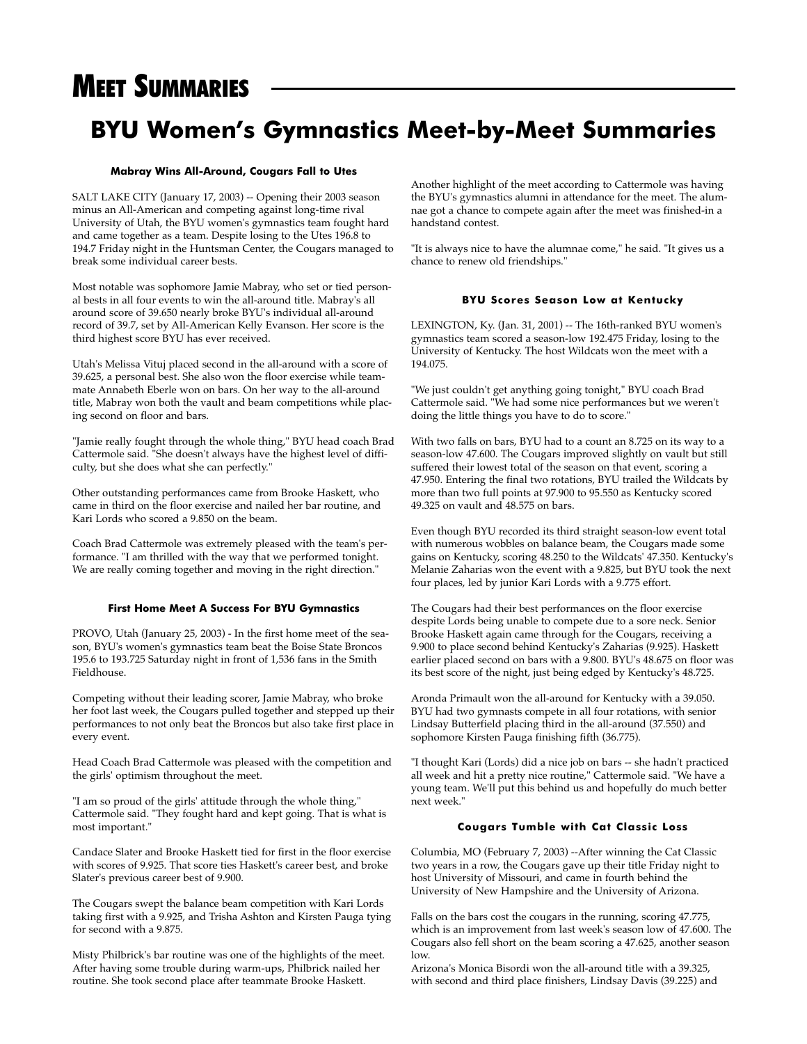# Meet Summaries

## BYU Women's Gymnastics Meet-by-Meet Summaries

#### Mabray Wins All-Around, Cougars Fall to Utes

SALT LAKE CITY (January 17, 2003) -- Opening their 2003 season minus an All-American and competing against long-time rival University of Utah, the BYU women's gymnastics team fought hard and came together as a team. Despite losing to the Utes 196.8 to 194.7 Friday night in the Huntsman Center, the Cougars managed to break some individual career bests.

Most notable was sophomore Jamie Mabray, who set or tied personal bests in all four events to win the all-around title. Mabray's all around score of 39.650 nearly broke BYU's individual all-around record of 39.7, set by All-American Kelly Evanson. Her score is the third highest score BYU has ever received.

Utah's Melissa Vituj placed second in the all-around with a score of 39.625, a personal best. She also won the floor exercise while teammate Annabeth Eberle won on bars. On her way to the all-around title, Mabray won both the vault and beam competitions while placing second on floor and bars.

"Jamie really fought through the whole thing," BYU head coach Brad Cattermole said. "She doesn't always have the highest level of difficulty, but she does what she can perfectly."

Other outstanding performances came from Brooke Haskett, who came in third on the floor exercise and nailed her bar routine, and Kari Lords who scored a 9.850 on the beam.

Coach Brad Cattermole was extremely pleased with the team's performance. "I am thrilled with the way that we performed tonight. We are really coming together and moving in the right direction."

#### First Home Meet A Success For BYU Gymnastics

PROVO, Utah (January 25, 2003) - In the first home meet of the season, BYU's women's gymnastics team beat the Boise State Broncos 195.6 to 193.725 Saturday night in front of 1,536 fans in the Smith Fieldhouse.

Competing without their leading scorer, Jamie Mabray, who broke her foot last week, the Cougars pulled together and stepped up their performances to not only beat the Broncos but also take first place in every event.

Head Coach Brad Cattermole was pleased with the competition and the girls' optimism throughout the meet.

"I am so proud of the girls' attitude through the whole thing," Cattermole said. "They fought hard and kept going. That is what is most important."

Candace Slater and Brooke Haskett tied for first in the floor exercise with scores of 9.925. That score ties Haskett's career best, and broke Slater's previous career best of 9.900.

The Cougars swept the balance beam competition with Kari Lords taking first with a 9.925, and Trisha Ashton and Kirsten Pauga tying for second with a 9.875.

Misty Philbrick's bar routine was one of the highlights of the meet. After having some trouble during warm-ups, Philbrick nailed her routine. She took second place after teammate Brooke Haskett.

Another highlight of the meet according to Cattermole was having the BYU's gymnastics alumni in attendance for the meet. The alumnae got a chance to compete again after the meet was finished-in a handstand contest.

"It is always nice to have the alumnae come," he said. "It gives us a chance to renew old friendships."

#### BYU Scores Season Low at Kentucky

LEXINGTON, Ky. (Jan. 31, 2001) -- The 16th-ranked BYU women's gymnastics team scored a season-low 192.475 Friday, losing to the University of Kentucky. The host Wildcats won the meet with a 194.075.

"We just couldn't get anything going tonight," BYU coach Brad Cattermole said. "We had some nice performances but we weren't doing the little things you have to do to score."

With two falls on bars, BYU had to a count an 8.725 on its way to a season-low 47.600. The Cougars improved slightly on vault but still suffered their lowest total of the season on that event, scoring a 47.950. Entering the final two rotations, BYU trailed the Wildcats by more than two full points at 97.900 to 95.550 as Kentucky scored 49.325 on vault and 48.575 on bars.

Even though BYU recorded its third straight season-low event total with numerous wobbles on balance beam, the Cougars made some gains on Kentucky, scoring 48.250 to the Wildcats' 47.350. Kentucky's Melanie Zaharias won the event with a 9.825, but BYU took the next four places, led by junior Kari Lords with a 9.775 effort.

The Cougars had their best performances on the floor exercise despite Lords being unable to compete due to a sore neck. Senior Brooke Haskett again came through for the Cougars, receiving a 9.900 to place second behind Kentucky's Zaharias (9.925). Haskett earlier placed second on bars with a 9.800. BYU's 48.675 on floor was its best score of the night, just being edged by Kentucky's 48.725.

Aronda Primault won the all-around for Kentucky with a 39.050. BYU had two gymnasts compete in all four rotations, with senior Lindsay Butterfield placing third in the all-around (37.550) and sophomore Kirsten Pauga finishing fifth (36.775).

"I thought Kari (Lords) did a nice job on bars -- she hadn't practiced all week and hit a pretty nice routine," Cattermole said. "We have a young team. We'll put this behind us and hopefully do much better next week."

#### Cougars Tumble with Cat Classic Loss

Columbia, MO (February 7, 2003) --After winning the Cat Classic two years in a row, the Cougars gave up their title Friday night to host University of Missouri, and came in fourth behind the University of New Hampshire and the University of Arizona.

Falls on the bars cost the cougars in the running, scoring 47.775, which is an improvement from last week's season low of 47.600. The Cougars also fell short on the beam scoring a 47.625, another season low.

Arizona's Monica Bisordi won the all-around title with a 39.325, with second and third place finishers, Lindsay Davis (39.225) and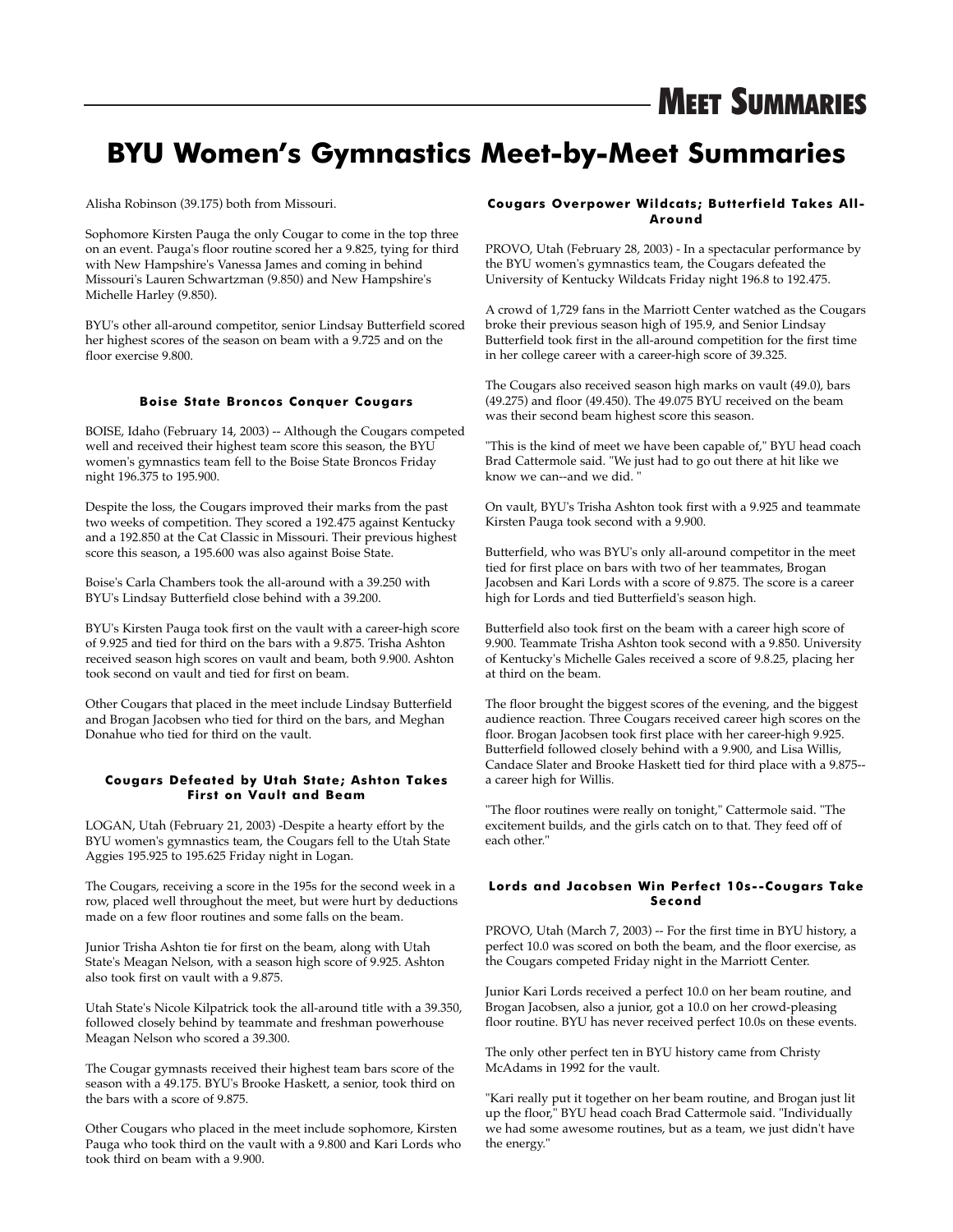# BYU Women's Gymnastics Meet-by-Meet Summaries

Alisha Robinson (39.175) both from Missouri.

Sophomore Kirsten Pauga the only Cougar to come in the top three on an event. Pauga's floor routine scored her a 9.825, tying for third with New Hampshire's Vanessa James and coming in behind Missouri's Lauren Schwartzman (9.850) and New Hampshire's Michelle Harley (9.850).

BYU's other all-around competitor, senior Lindsay Butterfield scored her highest scores of the season on beam with a 9.725 and on the floor exercise 9.800.

### Boise State Broncos Conquer Cougars

BOISE, Idaho (February 14, 2003) -- Although the Cougars competed well and received their highest team score this season, the BYU women's gymnastics team fell to the Boise State Broncos Friday night 196.375 to 195.900.

Despite the loss, the Cougars improved their marks from the past two weeks of competition. They scored a 192.475 against Kentucky and a 192.850 at the Cat Classic in Missouri. Their previous highest score this season, a 195.600 was also against Boise State.

Boise's Carla Chambers took the all-around with a 39.250 with BYU's Lindsay Butterfield close behind with a 39.200.

BYU's Kirsten Pauga took first on the vault with a career-high score of 9.925 and tied for third on the bars with a 9.875. Trisha Ashton received season high scores on vault and beam, both 9.900. Ashton took second on vault and tied for first on beam.

Other Cougars that placed in the meet include Lindsay Butterfield and Brogan Jacobsen who tied for third on the bars, and Meghan Donahue who tied for third on the vault.

### Cougars Defeated by Utah State; Ashton Takes First on Vault and Beam

LOGAN, Utah (February 21, 2003) -Despite a hearty effort by the BYU women's gymnastics team, the Cougars fell to the Utah State Aggies 195.925 to 195.625 Friday night in Logan.

The Cougars, receiving a score in the 195s for the second week in a row, placed well throughout the meet, but were hurt by deductions made on a few floor routines and some falls on the beam.

Junior Trisha Ashton tie for first on the beam, along with Utah State's Meagan Nelson, with a season high score of 9.925. Ashton also took first on vault with a 9.875.

Utah State's Nicole Kilpatrick took the all-around title with a 39.350, followed closely behind by teammate and freshman powerhouse Meagan Nelson who scored a 39.300.

The Cougar gymnasts received their highest team bars score of the season with a 49.175. BYU's Brooke Haskett, a senior, took third on the bars with a score of 9.875.

Other Cougars who placed in the meet include sophomore, Kirsten Pauga who took third on the vault with a 9.800 and Kari Lords who took third on beam with a 9.900.

### Cougars Overpower Wildcats; Butterfield Takes All-Around

PROVO, Utah (February 28, 2003) - In a spectacular performance by the BYU women's gymnastics team, the Cougars defeated the University of Kentucky Wildcats Friday night 196.8 to 192.475.

A crowd of 1,729 fans in the Marriott Center watched as the Cougars broke their previous season high of 195.9, and Senior Lindsay Butterfield took first in the all-around competition for the first time in her college career with a career-high score of 39.325.

The Cougars also received season high marks on vault (49.0), bars (49.275) and floor (49.450). The 49.075 BYU received on the beam was their second beam highest score this season.

"This is the kind of meet we have been capable of," BYU head coach Brad Cattermole said. "We just had to go out there at hit like we know we can--and we did. "

On vault, BYU's Trisha Ashton took first with a 9.925 and teammate Kirsten Pauga took second with a 9.900.

Butterfield, who was BYU's only all-around competitor in the meet tied for first place on bars with two of her teammates, Brogan Jacobsen and Kari Lords with a score of 9.875. The score is a career high for Lords and tied Butterfield's season high.

Butterfield also took first on the beam with a career high score of 9.900. Teammate Trisha Ashton took second with a 9.850. University of Kentucky's Michelle Gales received a score of 9.8.25, placing her at third on the beam.

The floor brought the biggest scores of the evening, and the biggest audience reaction. Three Cougars received career high scores on the floor. Brogan Jacobsen took first place with her career-high 9.925. Butterfield followed closely behind with a 9.900, and Lisa Willis, Candace Slater and Brooke Haskett tied for third place with a 9.875--a career high for Willis.

"The floor routines were really on tonight," Cattermole said. "The excitement builds, and the girls catch on to that. They feed off of each other."

### Lords and Jacobsen Win Perfect 10s--Cougars Take Second

PROVO, Utah (March 7, 2003) -- For the first time in BYU history, a perfect 10.0 was scored on both the beam, and the floor exercise, as the Cougars competed Friday night in the Marriott Center.

Junior Kari Lords received a perfect 10.0 on her beam routine, and Brogan Jacobsen, also a junior, got a 10.0 on her crowd-pleasing floor routine. BYU has never received perfect 10.0s on these events.

The only other perfect ten in BYU history came from Christy McAdams in 1992 for the vault.

"Kari really put it together on her beam routine, and Brogan just lit up the floor," BYU head coach Brad Cattermole said. "Individually we had some awesome routines, but as a team, we just didn't have the energy."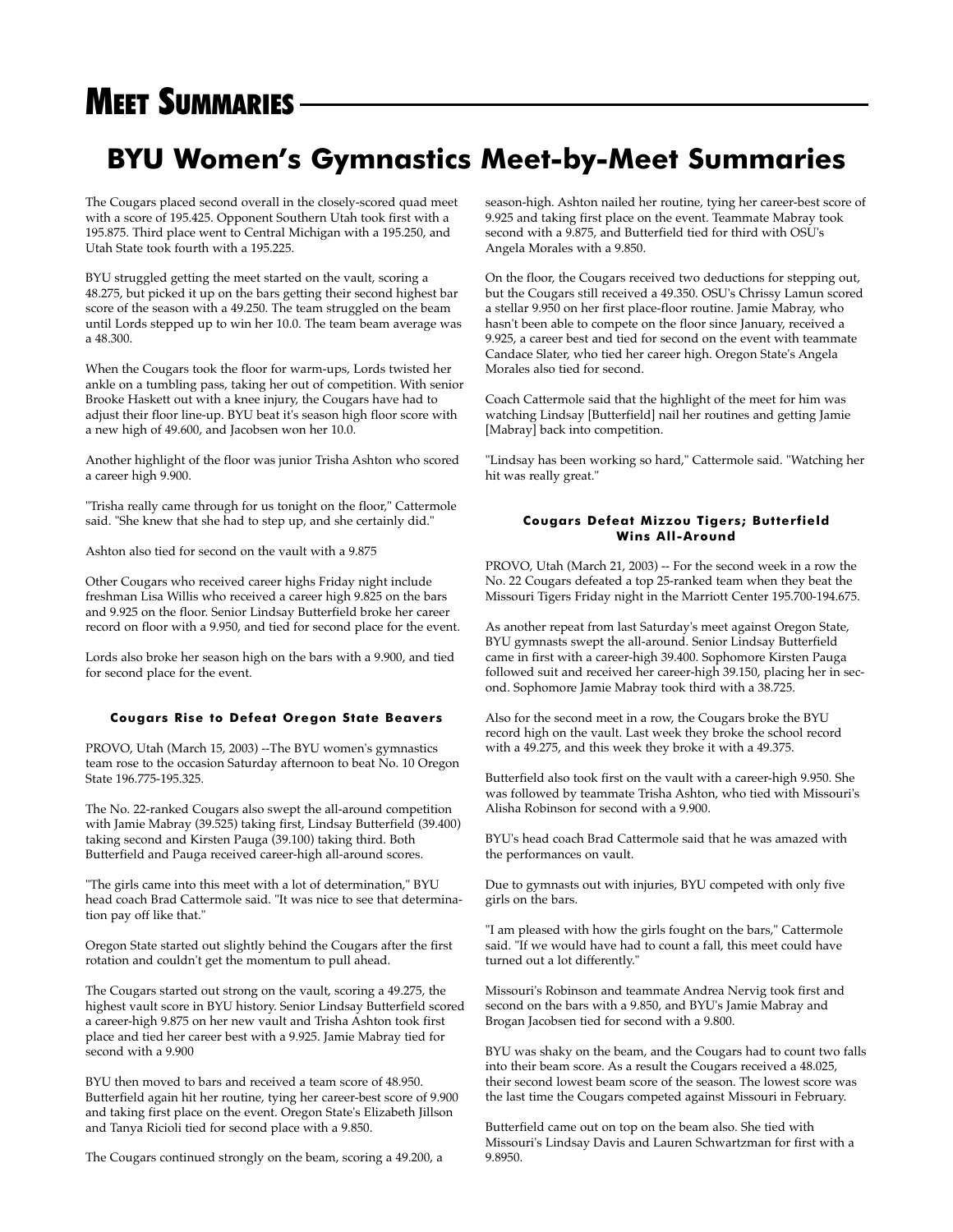# Meet Summaries

## BYU Women's Gymnastics Meet-by-Meet Summaries

The Cougars placed second overall in the closely-scored quad meet with a score of 195.425. Opponent Southern Utah took first with a 195.875. Third place went to Central Michigan with a 195.250, and Utah State took fourth with a 195.225.

BYU struggled getting the meet started on the vault, scoring a 48.275, but picked it up on the bars getting their second highest bar score of the season with a 49.250. The team struggled on the beam until Lords stepped up to win her 10.0. The team beam average was a 48.300.

When the Cougars took the floor for warm-ups, Lords twisted her ankle on a tumbling pass, taking her out of competition. With senior Brooke Haskett out with a knee injury, the Cougars have had to adjust their floor line-up. BYU beat it's season high floor score with a new high of 49.600, and Jacobsen won her 10.0.

Another highlight of the floor was junior Trisha Ashton who scored a career high 9.900.

"Trisha really came through for us tonight on the floor," Cattermole said. "She knew that she had to step up, and she certainly did."

Ashton also tied for second on the vault with a 9.875

Other Cougars who received career highs Friday night include freshman Lisa Willis who received a career high 9.825 on the bars and 9.925 on the floor. Senior Lindsay Butterfield broke her career record on floor with a 9.950, and tied for second place for the event.

Lords also broke her season high on the bars with a 9.900, and tied for second place for the event.

#### Cougars Rise to Defeat Oregon State Beavers

PROVO, Utah (March 15, 2003) --The BYU women's gymnastics team rose to the occasion Saturday afternoon to beat No. 10 Oregon State 196.775-195.325.

The No. 22-ranked Cougars also swept the all-around competition with Jamie Mabray (39.525) taking first, Lindsay Butterfield (39.400) taking second and Kirsten Pauga (39.100) taking third. Both Butterfield and Pauga received career-high all-around scores.

"The girls came into this meet with a lot of determination," BYU head coach Brad Cattermole said. "It was nice to see that determination pay off like that."

Oregon State started out slightly behind the Cougars after the first rotation and couldn't get the momentum to pull ahead.

The Cougars started out strong on the vault, scoring a 49.275, the highest vault score in BYU history. Senior Lindsay Butterfield scored a career-high 9.875 on her new vault and Trisha Ashton took first place and tied her career best with a 9.925. Jamie Mabray tied for second with a 9.900

BYU then moved to bars and received a team score of 48.950. Butterfield again hit her routine, tying her career-best score of 9.900 and taking first place on the event. Oregon State's Elizabeth Jillson and Tanya Ricioli tied for second place with a 9.850.

The Cougars continued strongly on the beam, scoring a 49.200, a season-high. Ashton nailed her routine, tying her career-best score of 9.925 and taking first place on the event. Teammate Mabray took second with a 9.875, and Butterfield tied for third with OSU's Angela Morales with a 9.850.

On the floor, the Cougars received two deductions for stepping out, but the Cougars still received a 49.350. OSU's Chrissy Lamun scored a stellar 9.950 on her first place-floor routine. Jamie Mabray, who hasn't been able to compete on the floor since January, received a 9.925, a career best and tied for second on the event with teammate Candace Slater, who tied her career high. Oregon State's Angela Morales also tied for second.

Coach Cattermole said that the highlight of the meet for him was watching Lindsay [Butterfield] nail her routines and getting Jamie [Mabray] back into competition.

"Lindsay has been working so hard," Cattermole said. "Watching her hit was really great."

#### Cougars Defeat Mizzou Tigers; Butterfield Wins All-Around

PROVO, Utah (March 21, 2003) -- For the second week in a row the No. 22 Cougars defeated a top 25-ranked team when they beat the Missouri Tigers Friday night in the Marriott Center 195.700-194.675.

As another repeat from last Saturday's meet against Oregon State, BYU gymnasts swept the all-around. Senior Lindsay Butterfield came in first with a career-high 39.400. Sophomore Kirsten Pauga followed suit and received her career-high 39.150, placing her in second. Sophomore Jamie Mabray took third with a 38.725.

Also for the second meet in a row, the Cougars broke the BYU record high on the vault. Last week they broke the school record with a 49.275, and this week they broke it with a 49.375.

Butterfield also took first on the vault with a career-high 9.950. She was followed by teammate Trisha Ashton, who tied with Missouri's Alisha Robinson for second with a 9.900.

BYU's head coach Brad Cattermole said that he was amazed with the performances on vault.

Due to gymnasts out with injuries, BYU competed with only five girls on the bars.

"I am pleased with how the girls fought on the bars," Cattermole said. "If we would have had to count a fall, this meet could have turned out a lot differently."

Missouri's Robinson and teammate Andrea Nervig took first and second on the bars with a 9.850, and BYU's Jamie Mabray and Brogan Jacobsen tied for second with a 9.800.

BYU was shaky on the beam, and the Cougars had to count two falls into their beam score. As a result the Cougars received a 48.025, their second lowest beam score of the season. The lowest score was the last time the Cougars competed against Missouri in February.

Butterfield came out on top on the beam also. She tied with Missouri's Lindsay Davis and Lauren Schwartzman for first with a 9.8950.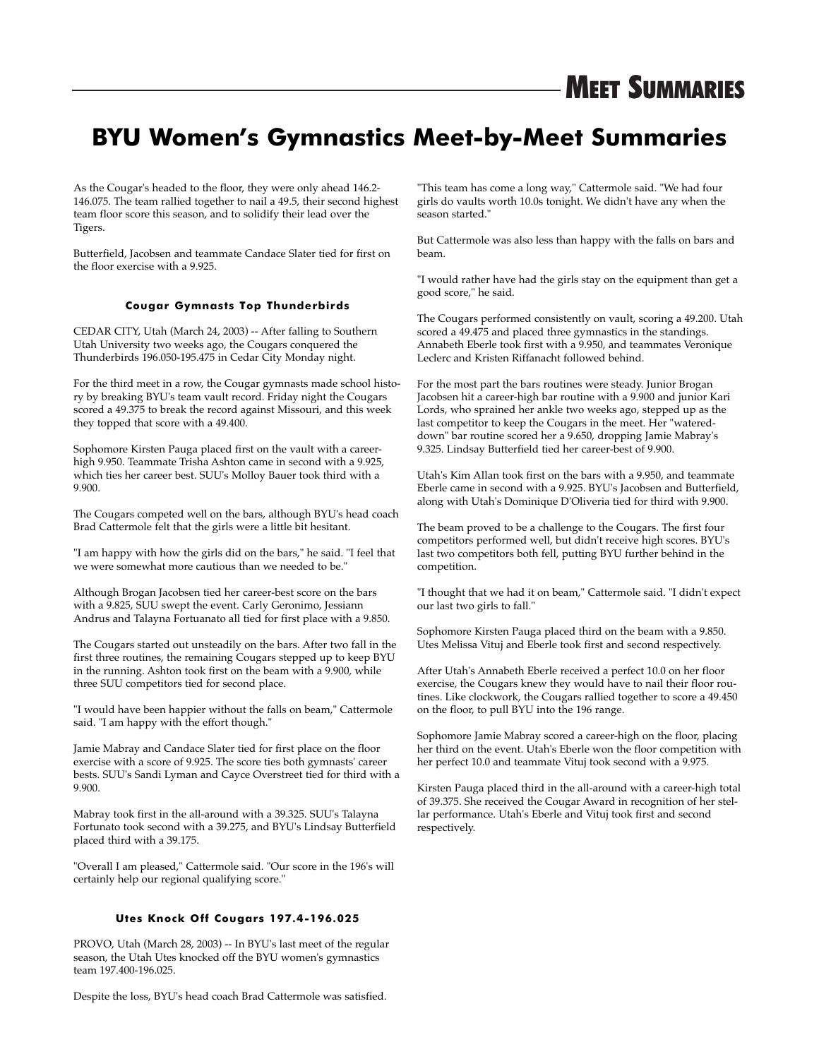# BYU Women's Gymnastics Meet-by-Meet Summaries

As the Cougar's headed to the floor, they were only ahead 146.2-146.075. The team rallied together to nail a 49.5, their second highest team floor score this season, and to solidify their lead over the Tigers.

Butterfield, Jacobsen and teammate Candace Slater tied for first on the floor exercise with a 9.925.

### Cougar Gymnasts Top Thunderbirds

CEDAR CITY, Utah (March 24, 2003) -- After falling to Southern Utah University two weeks ago, the Cougars conquered the Thunderbirds 196.050-195.475 in Cedar City Monday night.

For the third meet in a row, the Cougar gymnasts made school history by breaking BYU's team vault record. Friday night the Cougars scored a 49.375 to break the record against Missouri, and this week they topped that score with a 49.400.

Sophomore Kirsten Pauga placed first on the vault with a career-high 9.950. Teammate Trisha Ashton came in second with a 9.925, which ties her career best. SUU's Molloy Bauer took third with a 9.900.

The Cougars competed well on the bars, although BYU's head coach Brad Cattermole felt that the girls were a little bit hesitant.

"I am happy with how the girls did on the bars," he said. "I feel that we were somewhat more cautious than we needed to be."

Although Brogan Jacobsen tied her career-best score on the bars with a 9.825, SUU swept the event. Carly Geronimo, Jessiann Andrus and Talayna Fortuanato all tied for first place with a 9.850.

The Cougars started out unsteadily on the bars. After two fall in the first three routines, the remaining Cougars stepped up to keep BYU in the running. Ashton took first on the beam with a 9.900, while three SUU competitors tied for second place.

"I would have been happier without the falls on beam," Cattermole said. "I am happy with the effort though."

Jamie Mabray and Candace Slater tied for first place on the floor exercise with a score of 9.925. The score ties both gymnasts' career bests. SUU's Sandi Lyman and Cayce Overstreet tied for third with a 9.900.

Mabray took first in the all-around with a 39.325. SUU's Talayna Fortunato took second with a 39.275, and BYU's Lindsay Butterfield placed third with a 39.175.

"Overall I am pleased," Cattermole said. "Our score in the 196's will certainly help our regional qualifying score."

### Utes Knock Off Cougars 197.4-196.025

PROVO, Utah (March 28, 2003) -- In BYU's last meet of the regular season, the Utah Utes knocked off the BYU women's gymnastics team 197.400-196.025.

Despite the loss, BYU's head coach Brad Cattermole was satisfied.

"This team has come a long way," Cattermole said. "We had four girls do vaults worth 10.0s tonight. We didn't have any when the season started."

But Cattermole was also less than happy with the falls on bars and beam.

"I would rather have had the girls stay on the equipment than get a good score," he said.

The Cougars performed consistently on vault, scoring a 49.200. Utah scored a 49.475 and placed three gymnastics in the standings. Annabeth Eberle took first with a 9.950, and teammates Veronique Leclerc and Kristen Riffanacht followed behind.

For the most part the bars routines were steady. Junior Brogan Jacobsen hit a career-high bar routine with a 9.900 and junior Kari Lords, who sprained her ankle two weeks ago, stepped up as the last competitor to keep the Cougars in the meet. Her "watered-down" bar routine scored her a 9.650, dropping Jamie Mabray's 9.325. Lindsay Butterfield tied her career-best of 9.900.

Utah's Kim Allan took first on the bars with a 9.950, and teammate Eberle came in second with a 9.925. BYU's Jacobsen and Butterfield, along with Utah's Dominique D'Oliveria tied for third with 9.900.

The beam proved to be a challenge to the Cougars. The first four competitors performed well, but didn't receive high scores. BYU's last two competitors both fell, putting BYU further behind in the competition.

"I thought that we had it on beam," Cattermole said. "I didn't expect our last two girls to fall."

Sophomore Kirsten Pauga placed third on the beam with a 9.850. Utes Melissa Vituj and Eberle took first and second respectively.

After Utah's Annabeth Eberle received a perfect 10.0 on her floor exercise, the Cougars knew they would have to nail their floor routines. Like clockwork, the Cougars rallied together to score a 49.450 on the floor, to pull BYU into the 196 range.

Sophomore Jamie Mabray scored a career-high on the floor, placing her third on the event. Utah's Eberle won the floor competition with her perfect 10.0 and teammate Vituj took second with a 9.975.

Kirsten Pauga placed third in the all-around with a career-high total of 39.375. She received the Cougar Award in recognition of her stellar performance. Utah's Eberle and Vituj took first and second respectively.